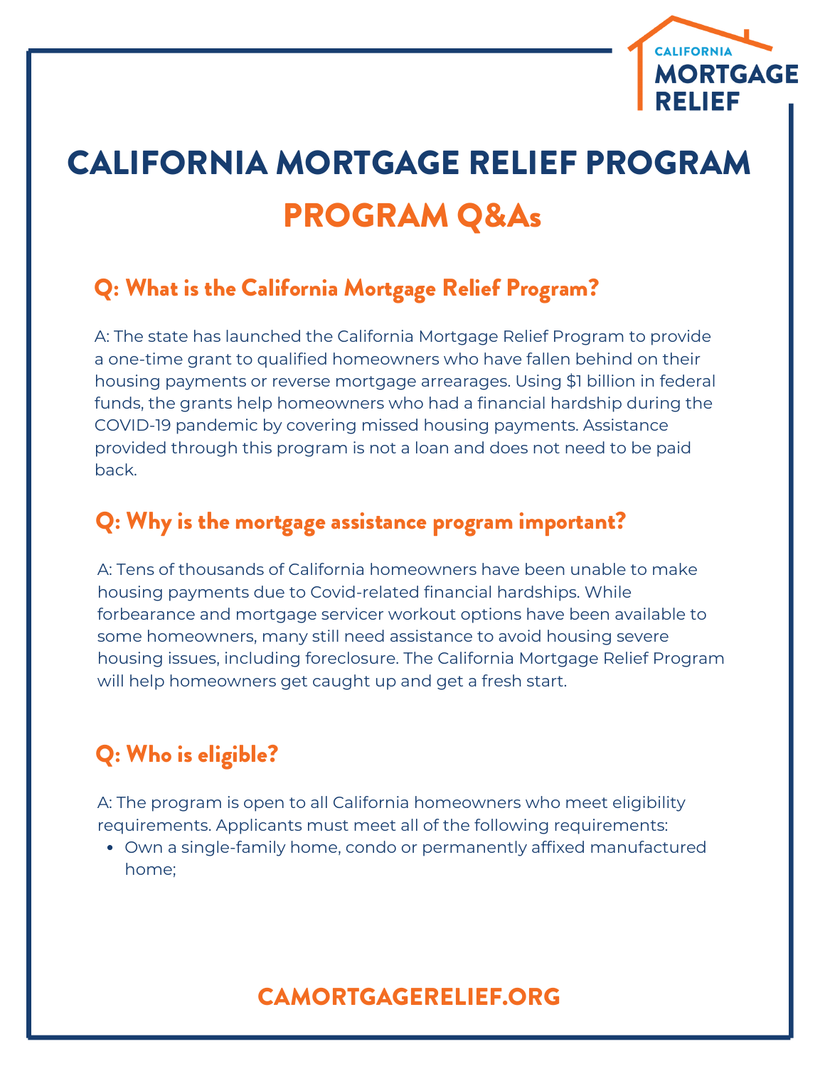# CALIFORNIA MORTGAGE RELIEF PROGRAM

## PROGRAM Q&As

### Q: What is the California Mortgage Relief Program?

A: The state has launched the California Mortgage Relief Program to provide a one-time grant to qualified homeowners who have fallen behind on their housing payments or reverse mortgage arrearages. Using $1 billion in federal funds, the grants help homeowners who had a financial hardship during the COVID-19 pandemic by covering missed housing payments. Assistance provided through this program is not a loan and does not need to be paid back.

### Q: Why is the mortgage assistance program important?

A: Tens of thousands of California homeowners have been unable to make housing payments due to Covid-related financial hardships. While forbearance and mortgage servicer workout options have been available to some homeowners, many still need assistance to avoid housing severe housing issues, including foreclosure. The California Mortgage Relief Program will help homeowners get caught up and get a fresh start.

### Q: Who is eligible?

A: The program is open to all California homeowners who meet eligibility requirements. Applicants must meet all of the following requirements:

- Own a single-family home, condo or permanently affixed manufactured home;

CAMORTGAGERELIEF.ORG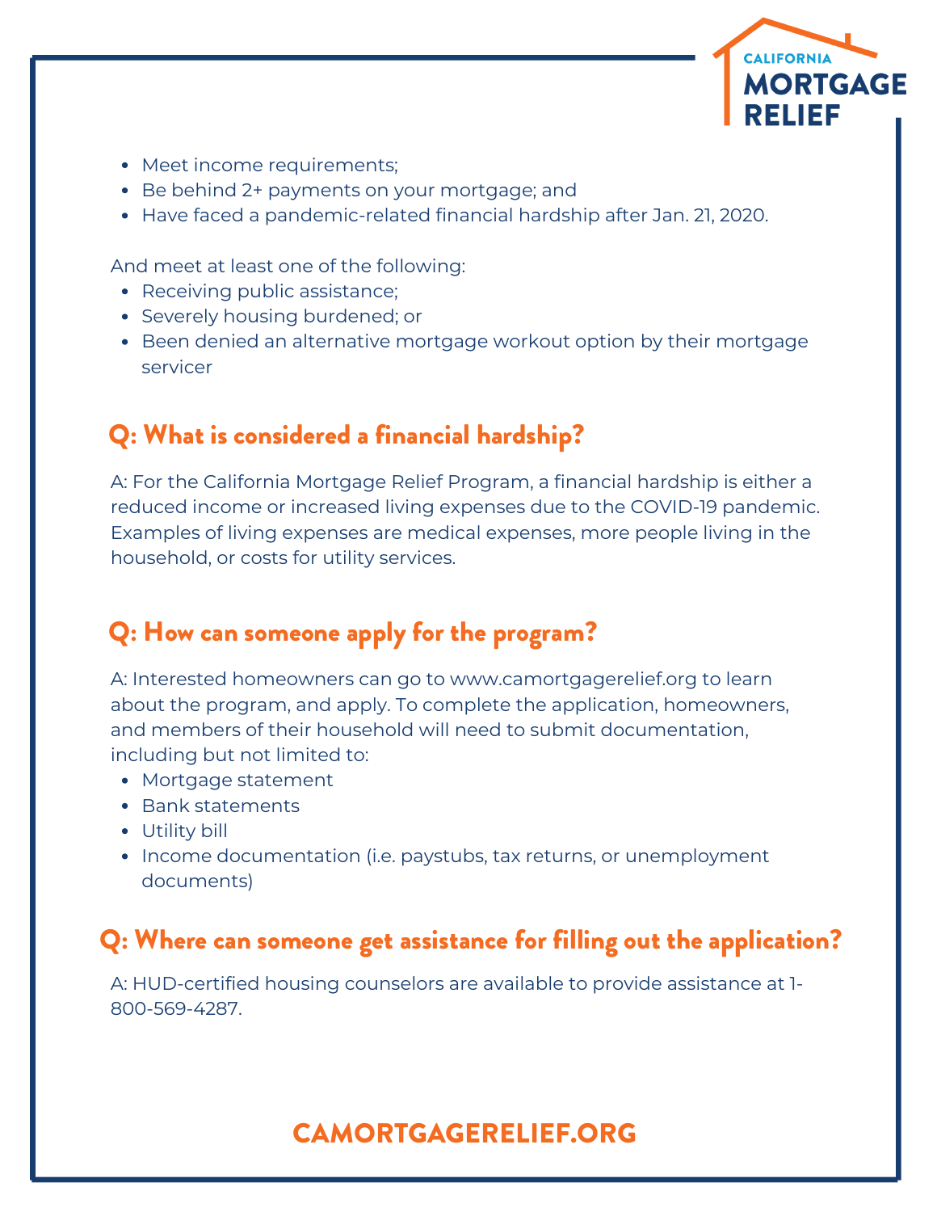- Meet income requirements;
- Be behind 2+ payments on your mortgage; and
- Have faced a pandemic-related financial hardship after Jan. 21, 2020.

And meet at least one of the following:

- Receiving public assistance;
- Severely housing burdened; or
- Been denied an alternative mortgage workout option by their mortgage servicer

## Q: What is considered a financial hardship?

A: For the California Mortgage Relief Program, a financial hardship is either a reduced income or increased living expenses due to the COVID-19 pandemic. Examples of living expenses are medical expenses, more people living in the household, or costs for utility services.

## Q: How can someone apply for the program?

A: Interested homeowners can go to www.camortgagerelief.org to learn about the program, and apply. To complete the application, homeowners, and members of their household will need to submit documentation, including but not limited to:

- Mortgage statement
- Bank statements
- Utility bill
- Income documentation (i.e. paystubs, tax returns, or unemployment documents)

## Q: Where can someone get assistance for filling out the application?

A: HUD-certified housing counselors are available to provide assistance at 1-800-569-4287.

**CAMORTGAGERELIEF.ORG**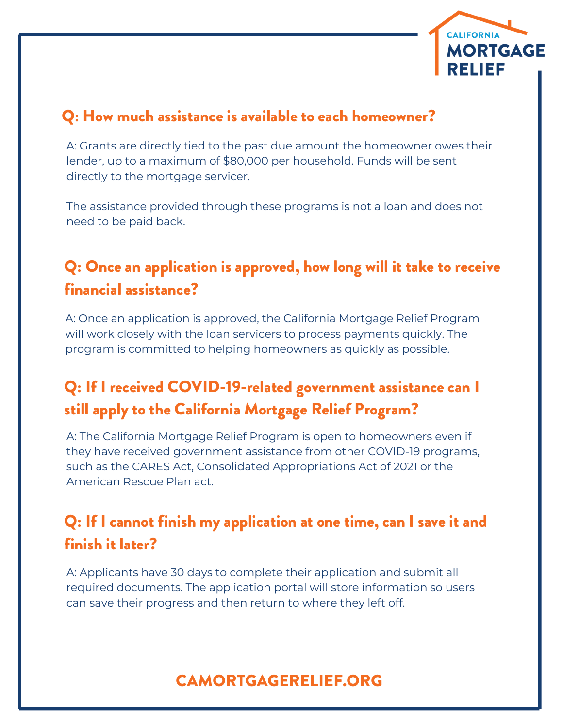CALIFORNIA MORTGAGE RELIEF

## Q: How much assistance is available to each homeowner?

A: Grants are directly tied to the past due amount the homeowner owes their lender, up to a maximum of $80,000 per household. Funds will be sent directly to the mortgage servicer.

The assistance provided through these programs is not a loan and does not need to be paid back.

## Q: Once an application is approved, how long will it take to receive financial assistance?

A: Once an application is approved, the California Mortgage Relief Program will work closely with the loan servicers to process payments quickly. The program is committed to helping homeowners as quickly as possible.

## Q: If I received COVID-19-related government assistance can I still apply to the California Mortgage Relief Program?

A: The California Mortgage Relief Program is open to homeowners even if they have received government assistance from other COVID-19 programs, such as the CARES Act, Consolidated Appropriations Act of 2021 or the American Rescue Plan act.

## Q: If I cannot finish my application at one time, can I save it and finish it later?

A: Applicants have 30 days to complete their application and submit all required documents. The application portal will store information so users can save their progress and then return to where they left off.

**CAMORTGAGERELIEF.ORG**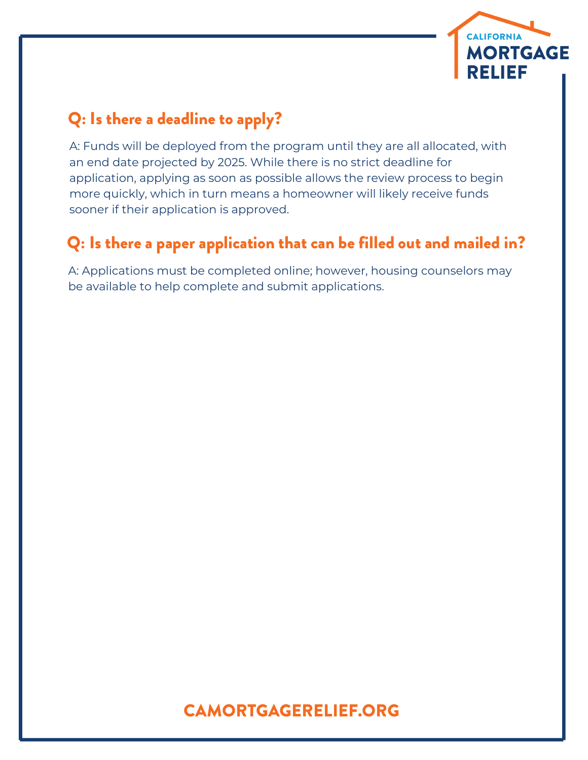## Q: Is there a deadline to apply?

A: Funds will be deployed from the program until they are all allocated, with an end date projected by 2025. While there is no strict deadline for application, applying as soon as possible allows the review process to begin more quickly, which in turn means a homeowner will likely receive funds sooner if their application is approved.

## Q: Is there a paper application that can be filled out and mailed in?

A: Applications must be completed online; however, housing counselors may be available to help complete and submit applications.